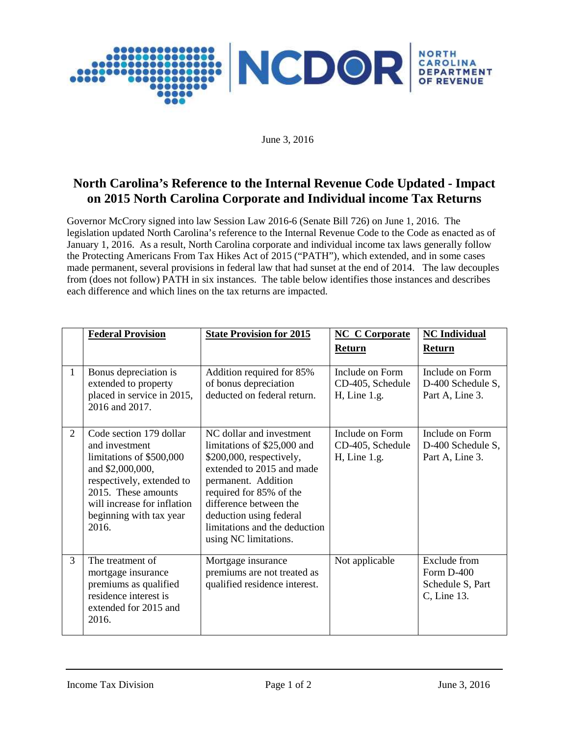June 3, 2016

# North Carolina's Reference to the Internal Revenue Code Updated - Impact on 2015 North Carolina Corporate and Individual income Tax Returns

Governor McCrory signed into law Session Law 2016-6 (Senate Bill 726) on June 1, 2016. The legislation updated North Carolina's reference to the Internal Revenue Code to the Code as enacted as of January 1, 2016. As a result, North Carolina corporate and individual income tax laws generally follow the Protecting Americans From Tax Hikes Act of 2015 ("PATH"), which extended, and in some cases made permanent, several provisions in federal law that had sunset at the end of 2014. The law decouples from (does not follow) PATH in six instances. The table below identifies those instances and describes each difference and which lines on the tax returns are impacted.

| | **Federal Provision** | **State Provision for 2015** | **NC C Corporate Return** | **NC Individual Return** |
|---|---|---|---|---|
| 1 | Bonus depreciation is extended to property placed in service in 2015, 2016 and 2017. | Addition required for 85% of bonus depreciation deducted on federal return. | Include on Form CD-405, Schedule H, Line 1.g. | Include on Form D-400 Schedule S, Part A, Line 3. |
| 2 | Code section 179 dollar and investment limitations of $500,000 and $2,000,000, respectively, extended to 2015. These amounts will increase for inflation beginning with tax year 2016. | NC dollar and investment limitations of $25,000 and $200,000, respectively, extended to 2015 and made permanent. Addition required for 85% of the difference between the deduction using federal limitations and the deduction using NC limitations. | Include on Form CD-405, Schedule H, Line 1.g. | Include on Form D-400 Schedule S, Part A, Line 3. |
| 3 | The treatment of mortgage insurance premiums as qualified residence interest is extended for 2015 and 2016. | Mortgage insurance premiums are not treated as qualified residence interest. | Not applicable | Exclude from Form D-400 Schedule S, Part C, Line 13. |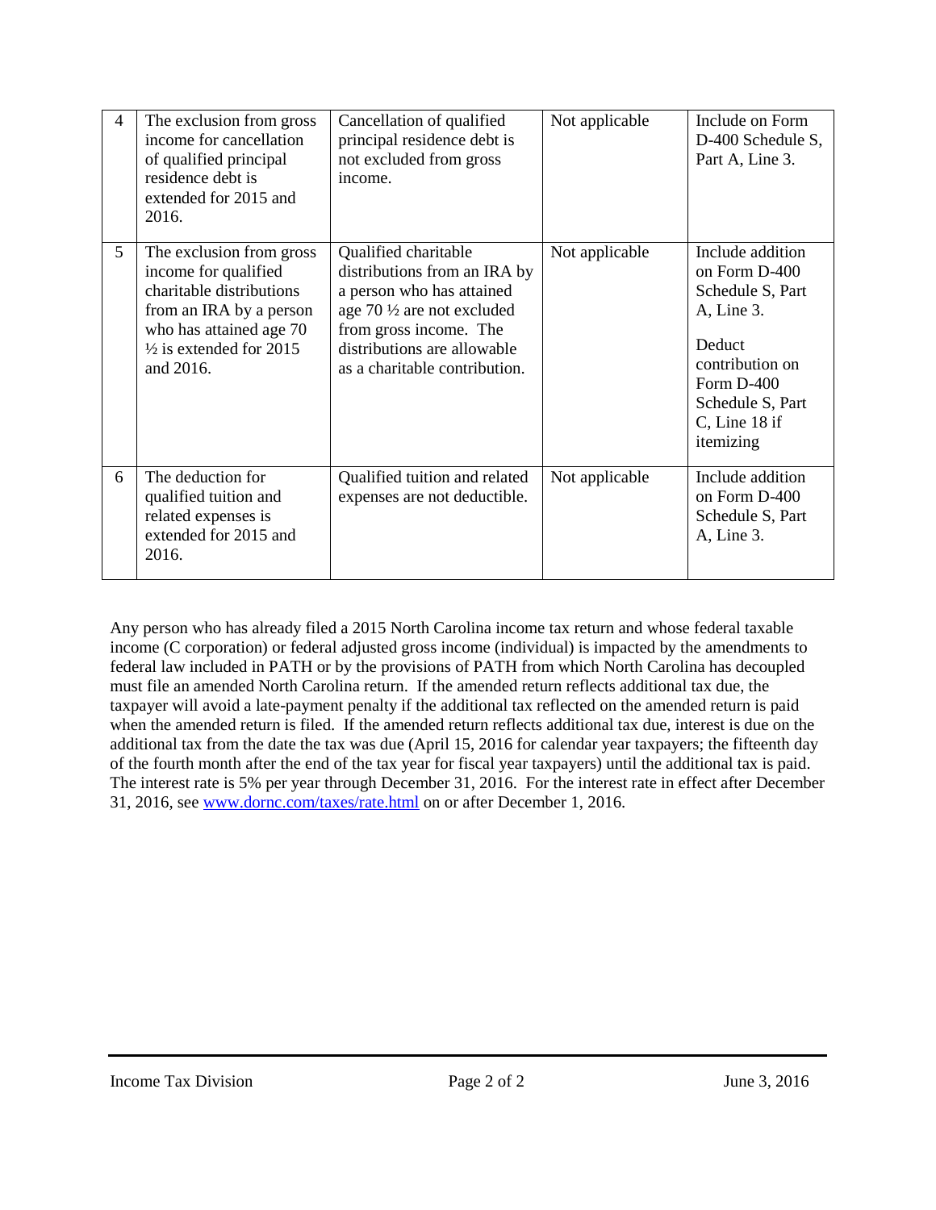| 4 | The exclusion from gross income for cancellation of qualified principal residence debt is extended for 2015 and 2016. | Cancellation of qualified principal residence debt is not excluded from gross income. | Not applicable | Include on Form D-400 Schedule S, Part A, Line 3. |
|---|---|---|---|---|
| 5 | The exclusion from gross income for qualified charitable distributions from an IRA by a person who has attained age 70 ½ is extended for 2015 and 2016. | Qualified charitable distributions from an IRA by a person who has attained age 70 ½ are not excluded from gross income. The distributions are allowable as a charitable contribution. | Not applicable | Include addition on Form D-400 Schedule S, Part A, Line 3.<br><br>Deduct contribution on Form D-400 Schedule S, Part C, Line 18 if itemizing |
| 6 | The deduction for qualified tuition and related expenses is extended for 2015 and 2016. | Qualified tuition and related expenses are not deductible. | Not applicable | Include addition on Form D-400 Schedule S, Part A, Line 3. |

Any person who has already filed a 2015 North Carolina income tax return and whose federal taxable income (C corporation) or federal adjusted gross income (individual) is impacted by the amendments to federal law included in PATH or by the provisions of PATH from which North Carolina has decoupled must file an amended North Carolina return. If the amended return reflects additional tax due, the taxpayer will avoid a late-payment penalty if the additional tax reflected on the amended return is paid when the amended return is filed. If the amended return reflects additional tax due, interest is due on the additional tax from the date the tax was due (April 15, 2016 for calendar year taxpayers; the fifteenth day of the fourth month after the end of the tax year for fiscal year taxpayers) until the additional tax is paid. The interest rate is 5% per year through December 31, 2016. For the interest rate in effect after December 31, 2016, see www.dornc.com/taxes/rate.html on or after December 1, 2016.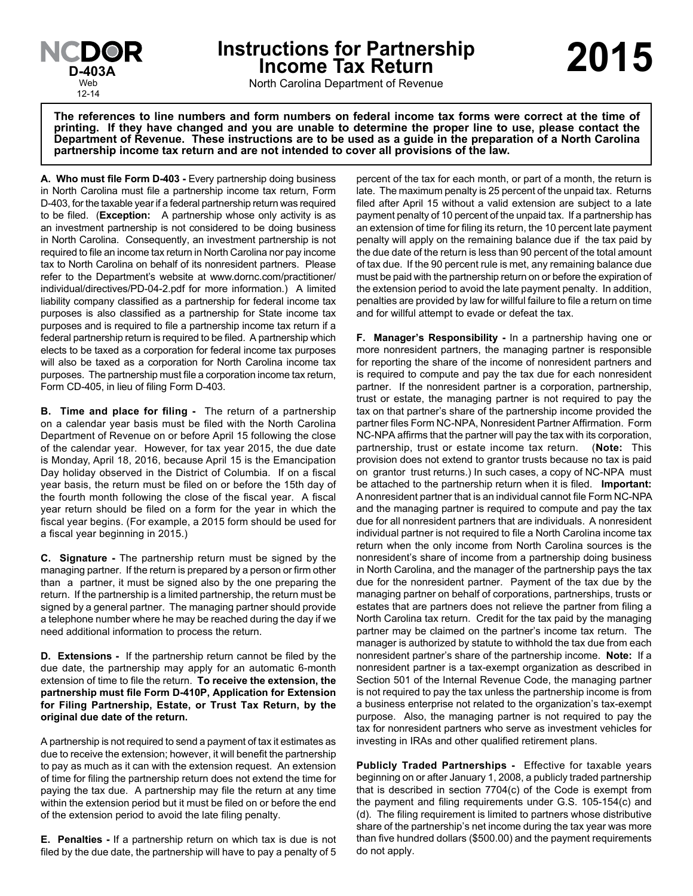NCDOR
D-403A
Web
12-14

# Instructions for Partnership Income Tax Return

North Carolina Department of Revenue

# 2015

**The references to line numbers and form numbers on federal income tax forms were correct at the time of printing. If they have changed and you are unable to determine the proper line to use, please contact the Department of Revenue. These instructions are to be used as a guide in the preparation of a North Carolina partnership income tax return and are not intended to cover all provisions of the law.**

**A. Who must file Form D-403 -** Every partnership doing business in North Carolina must file a partnership income tax return, Form D-403, for the taxable year if a federal partnership return was required to be filed. (**Exception:** A partnership whose only activity is as an investment partnership is not considered to be doing business in North Carolina. Consequently, an investment partnership is not required to file an income tax return in North Carolina nor pay income tax to North Carolina on behalf of its nonresident partners. Please refer to the Department's website at www.dornc.com/practitioner/individual/directives/PD-04-2.pdf for more information.) A limited liability company classified as a partnership for federal income tax purposes is also classified as a partnership for State income tax purposes and is required to file a partnership income tax return if a federal partnership return is required to be filed. A partnership which elects to be taxed as a corporation for federal income tax purposes will also be taxed as a corporation for North Carolina income tax purposes. The partnership must file a corporation income tax return, Form CD-405, in lieu of filing Form D-403.

**B. Time and place for filing -** The return of a partnership on a calendar year basis must be filed with the North Carolina Department of Revenue on or before April 15 following the close of the calendar year. However, for tax year 2015, the due date is Monday, April 18, 2016, because April 15 is the Emancipation Day holiday observed in the District of Columbia. If on a fiscal year basis, the return must be filed on or before the 15th day of the fourth month following the close of the fiscal year. A fiscal year return should be filed on a form for the year in which the fiscal year begins. (For example, a 2015 form should be used for a fiscal year beginning in 2015.)

**C. Signature -** The partnership return must be signed by the managing partner. If the return is prepared by a person or firm other than a partner, it must be signed also by the one preparing the return. If the partnership is a limited partnership, the return must be signed by a general partner. The managing partner should provide a telephone number where he may be reached during the day if we need additional information to process the return.

**D. Extensions -** If the partnership return cannot be filed by the due date, the partnership may apply for an automatic 6-month extension of time to file the return. **To receive the extension, the partnership must file Form D-410P, Application for Extension for Filing Partnership, Estate, or Trust Tax Return, by the original due date of the return.**

A partnership is not required to send a payment of tax it estimates as due to receive the extension; however, it will benefit the partnership to pay as much as it can with the extension request. An extension of time for filing the partnership return does not extend the time for paying the tax due. A partnership may file the return at any time within the extension period but it must be filed on or before the end of the extension period to avoid the late filing penalty.

**E. Penalties -** If a partnership return on which tax is due is not filed by the due date, the partnership will have to pay a penalty of 5 percent of the tax for each month, or part of a month, the return is late. The maximum penalty is 25 percent of the unpaid tax. Returns filed after April 15 without a valid extension are subject to a late payment penalty of 10 percent of the unpaid tax. If a partnership has an extension of time for filing its return, the 10 percent late payment penalty will apply on the remaining balance due if the tax paid by the due date of the return is less than 90 percent of the total amount of tax due. If the 90 percent rule is met, any remaining balance due must be paid with the partnership return on or before the expiration of the extension period to avoid the late payment penalty. In addition, penalties are provided by law for willful failure to file a return on time and for willful attempt to evade or defeat the tax.

**F. Manager's Responsibility -** In a partnership having one or more nonresident partners, the managing partner is responsible for reporting the share of the income of nonresident partners and is required to compute and pay the tax due for each nonresident partner. If the nonresident partner is a corporation, partnership, trust or estate, the managing partner is not required to pay the tax on that partner's share of the partnership income provided the partner files Form NC-NPA, Nonresident Partner Affirmation. Form NC-NPA affirms that the partner will pay the tax with its corporation, partnership, trust or estate income tax return. (**Note:** This provision does not extend to grantor trusts because no tax is paid on grantor trust returns.) In such cases, a copy of NC-NPA must be attached to the partnership return when it is filed. **Important:** A nonresident partner that is an individual cannot file Form NC-NPA and the managing partner is required to compute and pay the tax due for all nonresident partners that are individuals. A nonresident individual partner is not required to file a North Carolina income tax return when the only income from North Carolina sources is the nonresident's share of income from a partnership doing business in North Carolina, and the manager of the partnership pays the tax due for the nonresident partner. Payment of the tax due by the managing partner on behalf of corporations, partnerships, trusts or estates that are partners does not relieve the partner from filing a North Carolina tax return. Credit for the tax paid by the managing partner may be claimed on the partner's income tax return. The manager is authorized by statute to withhold the tax due from each nonresident partner's share of the partnership income. **Note:** If a nonresident partner is a tax-exempt organization as described in Section 501 of the Internal Revenue Code, the managing partner is not required to pay the tax unless the partnership income is from a business enterprise not related to the organization's tax-exempt purpose. Also, the managing partner is not required to pay the tax for nonresident partners who serve as investment vehicles for investing in IRAs and other qualified retirement plans.

**Publicly Traded Partnerships -** Effective for taxable years beginning on or after January 1, 2008, a publicly traded partnership that is described in section 7704(c) of the Code is exempt from the payment and filing requirements under G.S. 105-154(c) and (d). The filing requirement is limited to partners whose distributive share of the partnership's net income during the tax year was more than five hundred dollars ($500.00) and the payment requirements do not apply.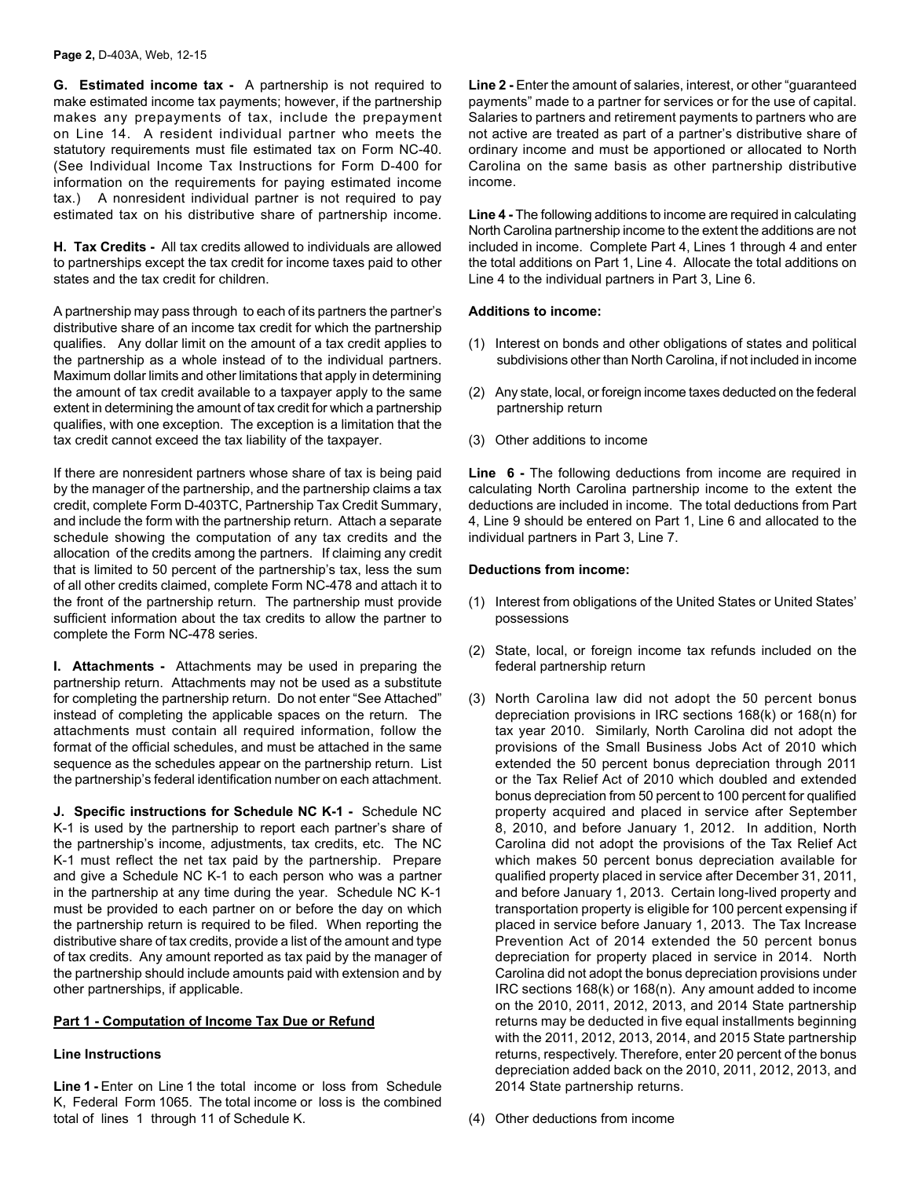**G. Estimated income tax -** A partnership is not required to make estimated income tax payments; however, if the partnership makes any prepayments of tax, include the prepayment on Line 14. A resident individual partner who meets the statutory requirements must file estimated tax on Form NC-40. (See Individual Income Tax Instructions for Form D-400 for information on the requirements for paying estimated income tax.) A nonresident individual partner is not required to pay estimated tax on his distributive share of partnership income.

**H. Tax Credits -** All tax credits allowed to individuals are allowed to partnerships except the tax credit for income taxes paid to other states and the tax credit for children.

A partnership may pass through to each of its partners the partner's distributive share of an income tax credit for which the partnership qualifies. Any dollar limit on the amount of a tax credit applies to the partnership as a whole instead of to the individual partners. Maximum dollar limits and other limitations that apply in determining the amount of tax credit available to a taxpayer apply to the same extent in determining the amount of tax credit for which a partnership qualifies, with one exception. The exception is a limitation that the tax credit cannot exceed the tax liability of the taxpayer.

If there are nonresident partners whose share of tax is being paid by the manager of the partnership, and the partnership claims a tax credit, complete Form D-403TC, Partnership Tax Credit Summary, and include the form with the partnership return. Attach a separate schedule showing the computation of any tax credits and the allocation of the credits among the partners. If claiming any credit that is limited to 50 percent of the partnership's tax, less the sum of all other credits claimed, complete Form NC-478 and attach it to the front of the partnership return. The partnership must provide sufficient information about the tax credits to allow the partner to complete the Form NC-478 series.

**I. Attachments -** Attachments may be used in preparing the partnership return. Attachments may not be used as a substitute for completing the partnership return. Do not enter "See Attached" instead of completing the applicable spaces on the return. The attachments must contain all required information, follow the format of the official schedules, and must be attached in the same sequence as the schedules appear on the partnership return. List the partnership's federal identification number on each attachment.

**J. Specific instructions for Schedule NC K-1 -** Schedule NC K-1 is used by the partnership to report each partner's share of the partnership's income, adjustments, tax credits, etc. The NC K-1 must reflect the net tax paid by the partnership. Prepare and give a Schedule NC K-1 to each person who was a partner in the partnership at any time during the year. Schedule NC K-1 must be provided to each partner on or before the day on which the partnership return is required to be filed. When reporting the distributive share of tax credits, provide a list of the amount and type of tax credits. Any amount reported as tax paid by the manager of the partnership should include amounts paid with extension and by other partnerships, if applicable.

**Part 1 - Computation of Income Tax Due or Refund**

**Line Instructions**

**Line 1 -** Enter on Line 1 the total income or loss from Schedule K, Federal Form 1065. The total income or loss is the combined total of lines 1 through 11 of Schedule K.

**Line 2 -** Enter the amount of salaries, interest, or other "guaranteed payments" made to a partner for services or for the use of capital. Salaries to partners and retirement payments to partners who are not active are treated as part of a partner's distributive share of ordinary income and must be apportioned or allocated to North Carolina on the same basis as other partnership distributive income.

**Line 4 -** The following additions to income are required in calculating North Carolina partnership income to the extent the additions are not included in income. Complete Part 4, Lines 1 through 4 and enter the total additions on Part 1, Line 4. Allocate the total additions on Line 4 to the individual partners in Part 3, Line 6.

**Additions to income:**

(1) Interest on bonds and other obligations of states and political subdivisions other than North Carolina, if not included in income

(2) Any state, local, or foreign income taxes deducted on the federal partnership return

(3) Other additions to income

**Line 6 -** The following deductions from income are required in calculating North Carolina partnership income to the extent the deductions are included in income. The total deductions from Part 4, Line 9 should be entered on Part 1, Line 6 and allocated to the individual partners in Part 3, Line 7.

**Deductions from income:**

(1) Interest from obligations of the United States or United States' possessions

(2) State, local, or foreign income tax refunds included on the federal partnership return

(3) North Carolina law did not adopt the 50 percent bonus depreciation provisions in IRC sections 168(k) or 168(n) for tax year 2010. Similarly, North Carolina did not adopt the provisions of the Small Business Jobs Act of 2010 which extended the 50 percent bonus depreciation through 2011 or the Tax Relief Act of 2010 which doubled and extended bonus depreciation from 50 percent to 100 percent for qualified property acquired and placed in service after September 8, 2010, and before January 1, 2012. In addition, North Carolina did not adopt the provisions of the Tax Relief Act which makes 50 percent bonus depreciation available for qualified property placed in service after December 31, 2011, and before January 1, 2013. Certain long-lived property and transportation property is eligible for 100 percent expensing if placed in service before January 1, 2013. The Tax Increase Prevention Act of 2014 extended the 50 percent bonus depreciation for property placed in service in 2014. North Carolina did not adopt the bonus depreciation provisions under IRC sections 168(k) or 168(n). Any amount added to income on the 2010, 2011, 2012, 2013, and 2014 State partnership returns may be deducted in five equal installments beginning with the 2011, 2012, 2013, 2014, and 2015 State partnership returns, respectively. Therefore, enter 20 percent of the bonus depreciation added back on the 2010, 2011, 2012, 2013, and 2014 State partnership returns.

(4) Other deductions from income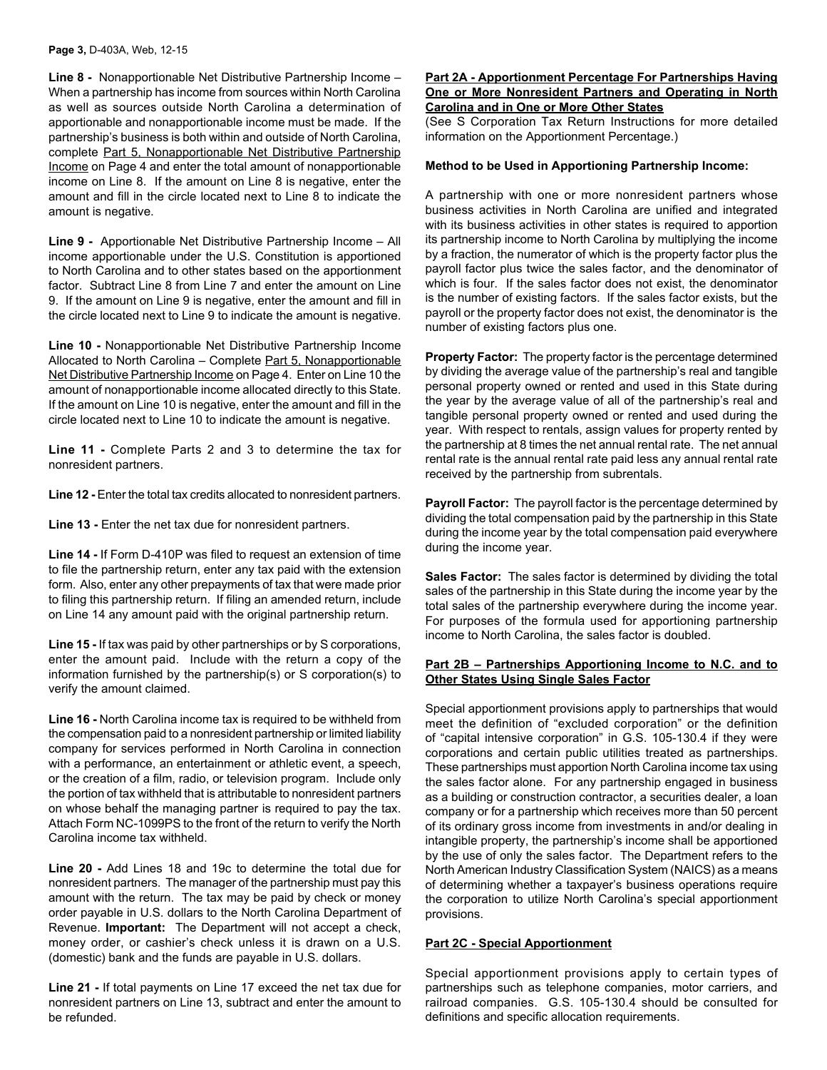**Line 8 -** Nonapportionable Net Distributive Partnership Income – When a partnership has income from sources within North Carolina as well as sources outside North Carolina a determination of apportionable and nonapportionable income must be made. If the partnership's business is both within and outside of North Carolina, complete Part 5, Nonapportionable Net Distributive Partnership Income on Page 4 and enter the total amount of nonapportionable income on Line 8. If the amount on Line 8 is negative, enter the amount and fill in the circle located next to Line 8 to indicate the amount is negative.

**Line 9 -** Apportionable Net Distributive Partnership Income – All income apportionable under the U.S. Constitution is apportioned to North Carolina and to other states based on the apportionment factor. Subtract Line 8 from Line 7 and enter the amount on Line 9. If the amount on Line 9 is negative, enter the amount and fill in the circle located next to Line 9 to indicate the amount is negative.

**Line 10 -** Nonapportionable Net Distributive Partnership Income Allocated to North Carolina – Complete Part 5, Nonapportionable Net Distributive Partnership Income on Page 4. Enter on Line 10 the amount of nonapportionable income allocated directly to this State. If the amount on Line 10 is negative, enter the amount and fill in the circle located next to Line 10 to indicate the amount is negative.

**Line 11 -** Complete Parts 2 and 3 to determine the tax for nonresident partners.

**Line 12 -** Enter the total tax credits allocated to nonresident partners.

**Line 13 -** Enter the net tax due for nonresident partners.

**Line 14 -** If Form D-410P was filed to request an extension of time to file the partnership return, enter any tax paid with the extension form. Also, enter any other prepayments of tax that were made prior to filing this partnership return. If filing an amended return, include on Line 14 any amount paid with the original partnership return.

**Line 15 -** If tax was paid by other partnerships or by S corporations, enter the amount paid. Include with the return a copy of the information furnished by the partnership(s) or S corporation(s) to verify the amount claimed.

**Line 16 -** North Carolina income tax is required to be withheld from the compensation paid to a nonresident partnership or limited liability company for services performed in North Carolina in connection with a performance, an entertainment or athletic event, a speech, or the creation of a film, radio, or television program. Include only the portion of tax withheld that is attributable to nonresident partners on whose behalf the managing partner is required to pay the tax. Attach Form NC-1099PS to the front of the return to verify the North Carolina income tax withheld.

**Line 20 -** Add Lines 18 and 19c to determine the total due for nonresident partners. The manager of the partnership must pay this amount with the return. The tax may be paid by check or money order payable in U.S. dollars to the North Carolina Department of Revenue. **Important:** The Department will not accept a check, money order, or cashier's check unless it is drawn on a U.S. (domestic) bank and the funds are payable in U.S. dollars.

**Line 21 -** If total payments on Line 17 exceed the net tax due for nonresident partners on Line 13, subtract and enter the amount to be refunded.

**Part 2A - Apportionment Percentage For Partnerships Having One or More Nonresident Partners and Operating in North Carolina and in One or More Other States**

(See S Corporation Tax Return Instructions for more detailed information on the Apportionment Percentage.)

**Method to be Used in Apportioning Partnership Income:**

A partnership with one or more nonresident partners whose business activities in North Carolina are unified and integrated with its business activities in other states is required to apportion its partnership income to North Carolina by multiplying the income by a fraction, the numerator of which is the property factor plus the payroll factor plus twice the sales factor, and the denominator of which is four. If the sales factor does not exist, the denominator is the number of existing factors. If the sales factor exists, but the payroll or the property factor does not exist, the denominator is the number of existing factors plus one.

**Property Factor:** The property factor is the percentage determined by dividing the average value of the partnership's real and tangible personal property owned or rented and used in this State during the year by the average value of all of the partnership's real and tangible personal property owned or rented and used during the year. With respect to rentals, assign values for property rented by the partnership at 8 times the net annual rental rate. The net annual rental rate is the annual rental rate paid less any annual rental rate received by the partnership from subrentals.

**Payroll Factor:** The payroll factor is the percentage determined by dividing the total compensation paid by the partnership in this State during the income year by the total compensation paid everywhere during the income year.

**Sales Factor:** The sales factor is determined by dividing the total sales of the partnership in this State during the income year by the total sales of the partnership everywhere during the income year. For purposes of the formula used for apportioning partnership income to North Carolina, the sales factor is doubled.

**Part 2B – Partnerships Apportioning Income to N.C. and to Other States Using Single Sales Factor**

Special apportionment provisions apply to partnerships that would meet the definition of "excluded corporation" or the definition of "capital intensive corporation" in G.S. 105-130.4 if they were corporations and certain public utilities treated as partnerships. These partnerships must apportion North Carolina income tax using the sales factor alone. For any partnership engaged in business as a building or construction contractor, a securities dealer, a loan company or for a partnership which receives more than 50 percent of its ordinary gross income from investments in and/or dealing in intangible property, the partnership's income shall be apportioned by the use of only the sales factor. The Department refers to the North American Industry Classification System (NAICS) as a means of determining whether a taxpayer's business operations require the corporation to utilize North Carolina's special apportionment provisions.

**Part 2C - Special Apportionment**

Special apportionment provisions apply to certain types of partnerships such as telephone companies, motor carriers, and railroad companies. G.S. 105-130.4 should be consulted for definitions and specific allocation requirements.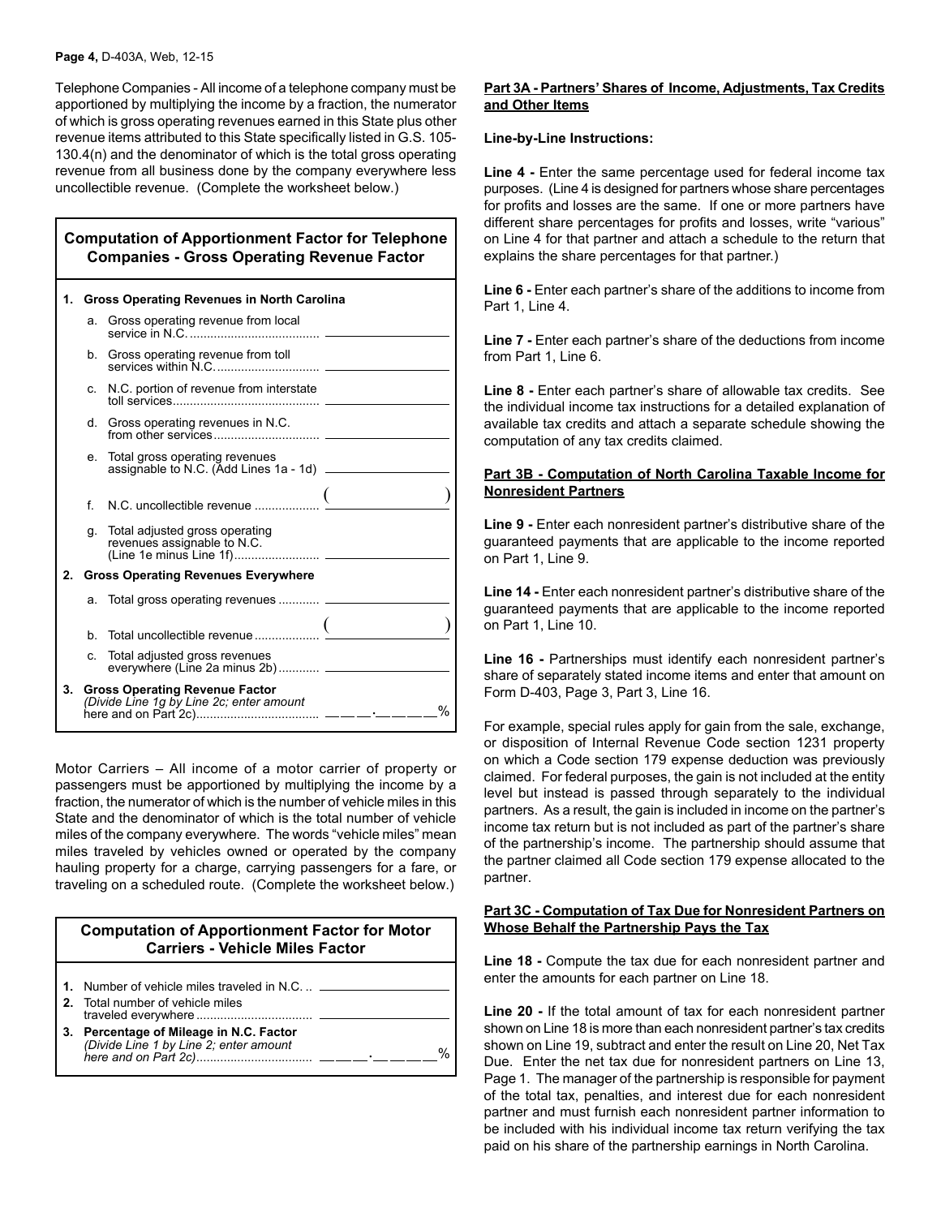Telephone Companies - All income of a telephone company must be apportioned by multiplying the income by a fraction, the numerator of which is gross operating revenues earned in this State plus other revenue items attributed to this State specifically listed in G.S. 105-130.4(n) and the denominator of which is the total gross operating revenue from all business done by the company everywhere less uncollectible revenue. (Complete the worksheet below.)

**Computation of Apportionment Factor for Telephone Companies - Gross Operating Revenue Factor**

| | | |
|---|---|---|
| **1.** | **Gross Operating Revenues in North Carolina** | |
| | a. Gross operating revenue from local service in N.C. | ______ |
| | b. Gross operating revenue from toll services within N.C. | ______ |
| | c. N.C. portion of revenue from interstate toll services | ______ |
| | d. Gross operating revenues in N.C. from other services | ______ |
| | e. Total gross operating revenues assignable to N.C. (Add Lines 1a - 1d) | ______ |
| | f. N.C. uncollectible revenue | ( ) |
| | g. Total adjusted gross operating revenues assignable to N.C. (Line 1e minus Line 1f) | ______ |
| **2.** | **Gross Operating Revenues Everywhere** | |
| | a. Total gross operating revenues | ______ |
| | b. Total uncollectible revenue | ( ) |
| | c. Total adjusted gross revenues everywhere (Line 2a minus 2b) | ______ |
| **3.** | **Gross Operating Revenue Factor** *(Divide Line 1g by Line 2c; enter amount here and on Part 2c)* | ___ . ____ % |

Motor Carriers – All income of a motor carrier of property or passengers must be apportioned by multiplying the income by a fraction, the numerator of which is the number of vehicle miles in this State and the denominator of which is the total number of vehicle miles of the company everywhere. The words "vehicle miles" mean miles traveled by vehicles owned or operated by the company hauling property for a charge, carrying passengers for a fare, or traveling on a scheduled route. (Complete the worksheet below.)

**Computation of Apportionment Factor for Motor Carriers - Vehicle Miles Factor**

| | | |
|---|---|---|
| **1.** | Number of vehicle miles traveled in N.C. | ______ |
| **2.** | Total number of vehicle miles traveled everywhere | ______ |
| **3.** | **Percentage of Mileage in N.C. Factor** *(Divide Line 1 by Line 2; enter amount here and on Part 2c)* | ___ . ____ % |

**Part 3A - Partners' Shares of Income, Adjustments, Tax Credits and Other Items**

**Line-by-Line Instructions:**

**Line 4 -** Enter the same percentage used for federal income tax purposes. (Line 4 is designed for partners whose share percentages for profits and losses are the same. If one or more partners have different share percentages for profits and losses, write "various" on Line 4 for that partner and attach a schedule to the return that explains the share percentages for that partner.)

**Line 6 -** Enter each partner's share of the additions to income from Part 1, Line 4.

**Line 7 -** Enter each partner's share of the deductions from income from Part 1, Line 6.

**Line 8 -** Enter each partner's share of allowable tax credits. See the individual income tax instructions for a detailed explanation of available tax credits and attach a separate schedule showing the computation of any tax credits claimed.

**Part 3B - Computation of North Carolina Taxable Income for Nonresident Partners**

**Line 9 -** Enter each nonresident partner's distributive share of the guaranteed payments that are applicable to the income reported on Part 1, Line 9.

**Line 14 -** Enter each nonresident partner's distributive share of the guaranteed payments that are applicable to the income reported on Part 1, Line 10.

**Line 16 -** Partnerships must identify each nonresident partner's share of separately stated income items and enter that amount on Form D-403, Page 3, Part 3, Line 16.

For example, special rules apply for gain from the sale, exchange, or disposition of Internal Revenue Code section 1231 property on which a Code section 179 expense deduction was previously claimed. For federal purposes, the gain is not included at the entity level but instead is passed through separately to the individual partners. As a result, the gain is included in income on the partner's income tax return but is not included as part of the partner's share of the partnership's income. The partnership should assume that the partner claimed all Code section 179 expense allocated to the partner.

**Part 3C - Computation of Tax Due for Nonresident Partners on Whose Behalf the Partnership Pays the Tax**

**Line 18 -** Compute the tax due for each nonresident partner and enter the amounts for each partner on Line 18.

**Line 20 -** If the total amount of tax for each nonresident partner shown on Line 18 is more than each nonresident partner's tax credits shown on Line 19, subtract and enter the result on Line 20, Net Tax Due. Enter the net tax due for nonresident partners on Line 13, Page 1. The manager of the partnership is responsible for payment of the total tax, penalties, and interest due for each nonresident partner and must furnish each nonresident partner information to be included with his individual income tax return verifying the tax paid on his share of the partnership earnings in North Carolina.